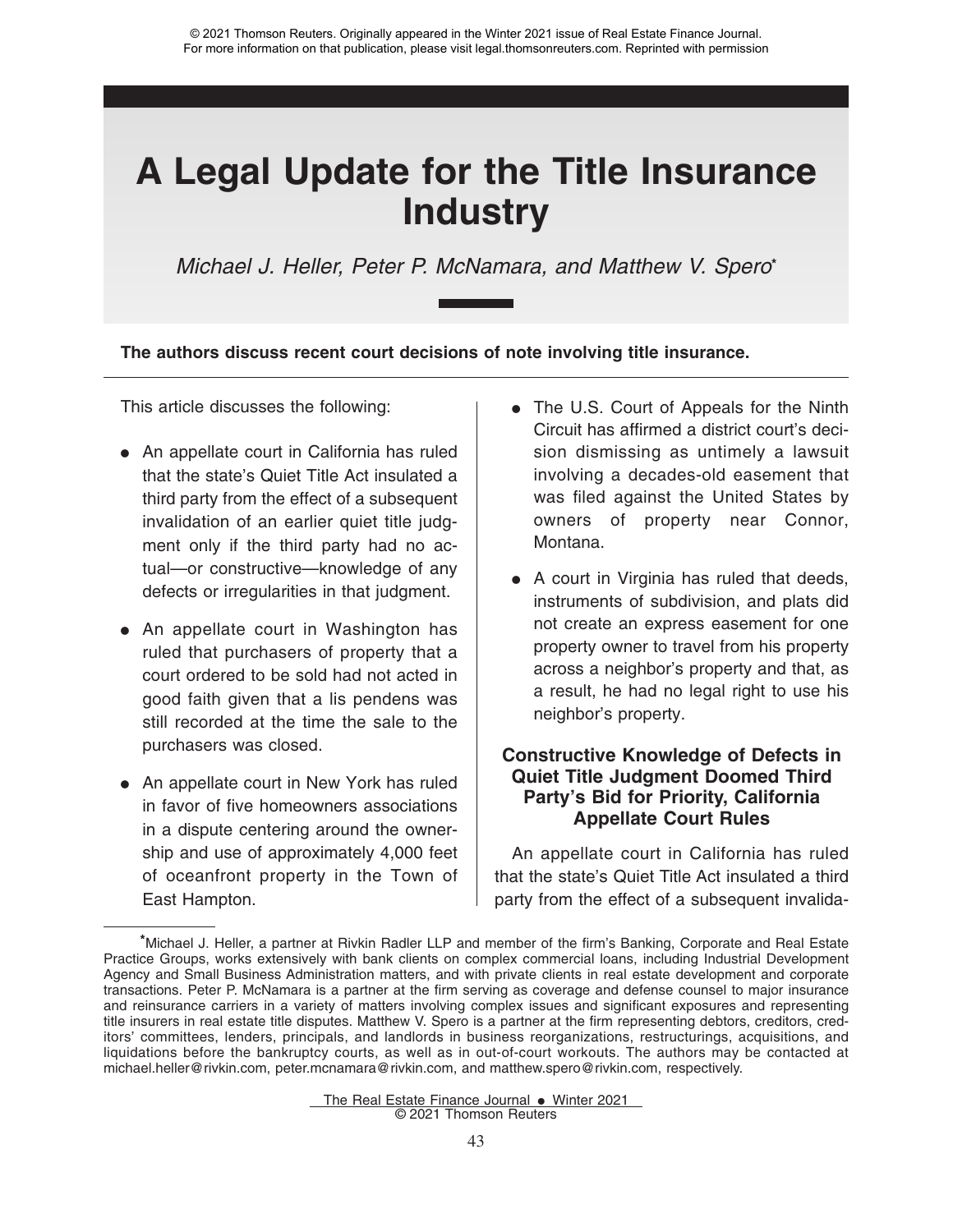© 2021 Thomson Reuters. Originally appeared in the Winter 2021 issue of Real Estate Finance Journal. For more information on that publication, please visit legal.thomsonreuters.com. Reprinted with permission

# A Legal Update for the Title Insurance Industry

*Michael J. Heller, Peter P. McNamara, and Matthew V. Spero**

**The authors discuss recent court decisions of note involving title insurance.**

This article discusses the following:

- An appellate court in California has ruled that the state's Quiet Title Act insulated a third party from the effect of a subsequent invalidation of an earlier quiet title judgment only if the third party had no actual—or constructive—knowledge of any defects or irregularities in that judgment.
- An appellate court in Washington has ruled that purchasers of property that a court ordered to be sold had not acted in good faith given that a lis pendens was still recorded at the time the sale to the purchasers was closed.
- An appellate court in New York has ruled in favor of five homeowners associations in a dispute centering around the ownership and use of approximately 4,000 feet of oceanfront property in the Town of East Hampton.
- The U.S. Court of Appeals for the Ninth Circuit has affirmed a district court's decision dismissing as untimely a lawsuit involving a decades-old easement that was filed against the United States by owners of property near Connor, Montana.
- A court in Virginia has ruled that deeds, instruments of subdivision, and plats did not create an express easement for one property owner to travel from his property across a neighbor's property and that, as a result, he had no legal right to use his neighbor's property.

## Constructive Knowledge of Defects in Quiet Title Judgment Doomed Third Party's Bid for Priority, California Appellate Court Rules

An appellate court in California has ruled that the state's Quiet Title Act insulated a third party from the effect of a subsequent invalida-

*Michael J. Heller, a partner at Rivkin Radler LLP and member of the firm's Banking, Corporate and Real Estate Practice Groups, works extensively with bank clients on complex commercial loans, including Industrial Development Agency and Small Business Administration matters, and with private clients in real estate development and corporate transactions. Peter P. McNamara is a partner at the firm serving as coverage and defense counsel to major insurance and reinsurance carriers in a variety of matters involving complex issues and significant exposures and representing title insurers in real estate title disputes. Matthew V. Spero is a partner at the firm representing debtors, creditors, creditors' committees, lenders, principals, and landlords in business reorganizations, restructurings, acquisitions, and liquidations before the bankruptcy courts, as well as in out-of-court workouts. The authors may be contacted at michael.heller@rivkin.com, peter.mcnamara@rivkin.com, and matthew.spero@rivkin.com, respectively.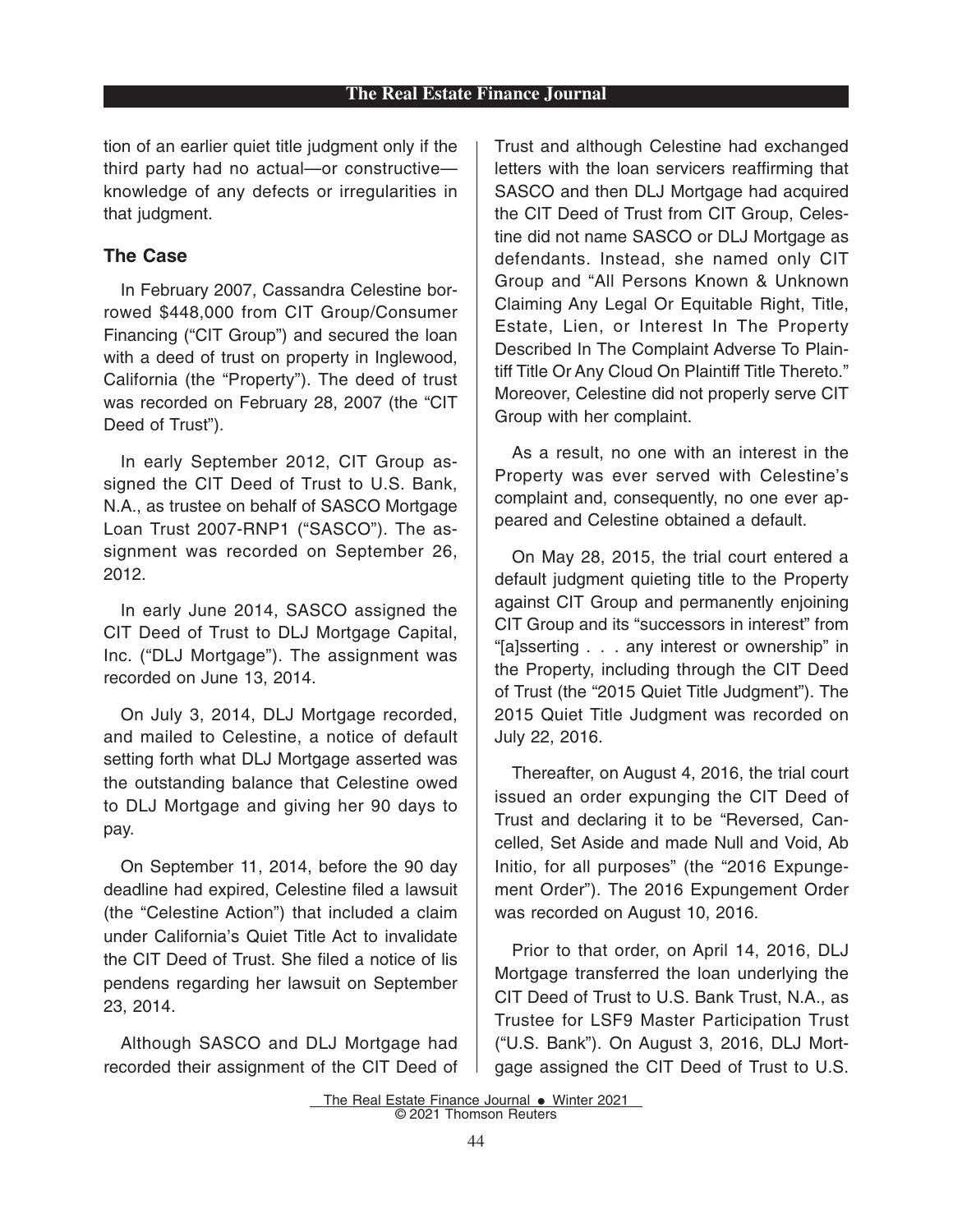tion of an earlier quiet title judgment only if the third party had no actual—or constructive—knowledge of any defects or irregularities in that judgment.

### The Case

In February 2007, Cassandra Celestine borrowed $448,000 from CIT Group/Consumer Financing ("CIT Group") and secured the loan with a deed of trust on property in Inglewood, California (the "Property"). The deed of trust was recorded on February 28, 2007 (the "CIT Deed of Trust").

In early September 2012, CIT Group assigned the CIT Deed of Trust to U.S. Bank, N.A., as trustee on behalf of SASCO Mortgage Loan Trust 2007-RNP1 ("SASCO"). The assignment was recorded on September 26, 2012.

In early June 2014, SASCO assigned the CIT Deed of Trust to DLJ Mortgage Capital, Inc. ("DLJ Mortgage"). The assignment was recorded on June 13, 2014.

On July 3, 2014, DLJ Mortgage recorded, and mailed to Celestine, a notice of default setting forth what DLJ Mortgage asserted was the outstanding balance that Celestine owed to DLJ Mortgage and giving her 90 days to pay.

On September 11, 2014, before the 90 day deadline had expired, Celestine filed a lawsuit (the "Celestine Action") that included a claim under California's Quiet Title Act to invalidate the CIT Deed of Trust. She filed a notice of lis pendens regarding her lawsuit on September 23, 2014.

Although SASCO and DLJ Mortgage had recorded their assignment of the CIT Deed of Trust and although Celestine had exchanged letters with the loan servicers reaffirming that SASCO and then DLJ Mortgage had acquired the CIT Deed of Trust from CIT Group, Celestine did not name SASCO or DLJ Mortgage as defendants. Instead, she named only CIT Group and "All Persons Known & Unknown Claiming Any Legal Or Equitable Right, Title, Estate, Lien, or Interest In The Property Described In The Complaint Adverse To Plaintiff Title Or Any Cloud On Plaintiff Title Thereto." Moreover, Celestine did not properly serve CIT Group with her complaint.

As a result, no one with an interest in the Property was ever served with Celestine's complaint and, consequently, no one ever appeared and Celestine obtained a default.

On May 28, 2015, the trial court entered a default judgment quieting title to the Property against CIT Group and permanently enjoining CIT Group and its "successors in interest" from "[a]sserting . . . any interest or ownership" in the Property, including through the CIT Deed of Trust (the "2015 Quiet Title Judgment"). The 2015 Quiet Title Judgment was recorded on July 22, 2016.

Thereafter, on August 4, 2016, the trial court issued an order expunging the CIT Deed of Trust and declaring it to be "Reversed, Cancelled, Set Aside and made Null and Void, Ab Initio, for all purposes" (the "2016 Expungement Order"). The 2016 Expungement Order was recorded on August 10, 2016.

Prior to that order, on April 14, 2016, DLJ Mortgage transferred the loan underlying the CIT Deed of Trust to U.S. Bank Trust, N.A., as Trustee for LSF9 Master Participation Trust ("U.S. Bank"). On August 3, 2016, DLJ Mortgage assigned the CIT Deed of Trust to U.S.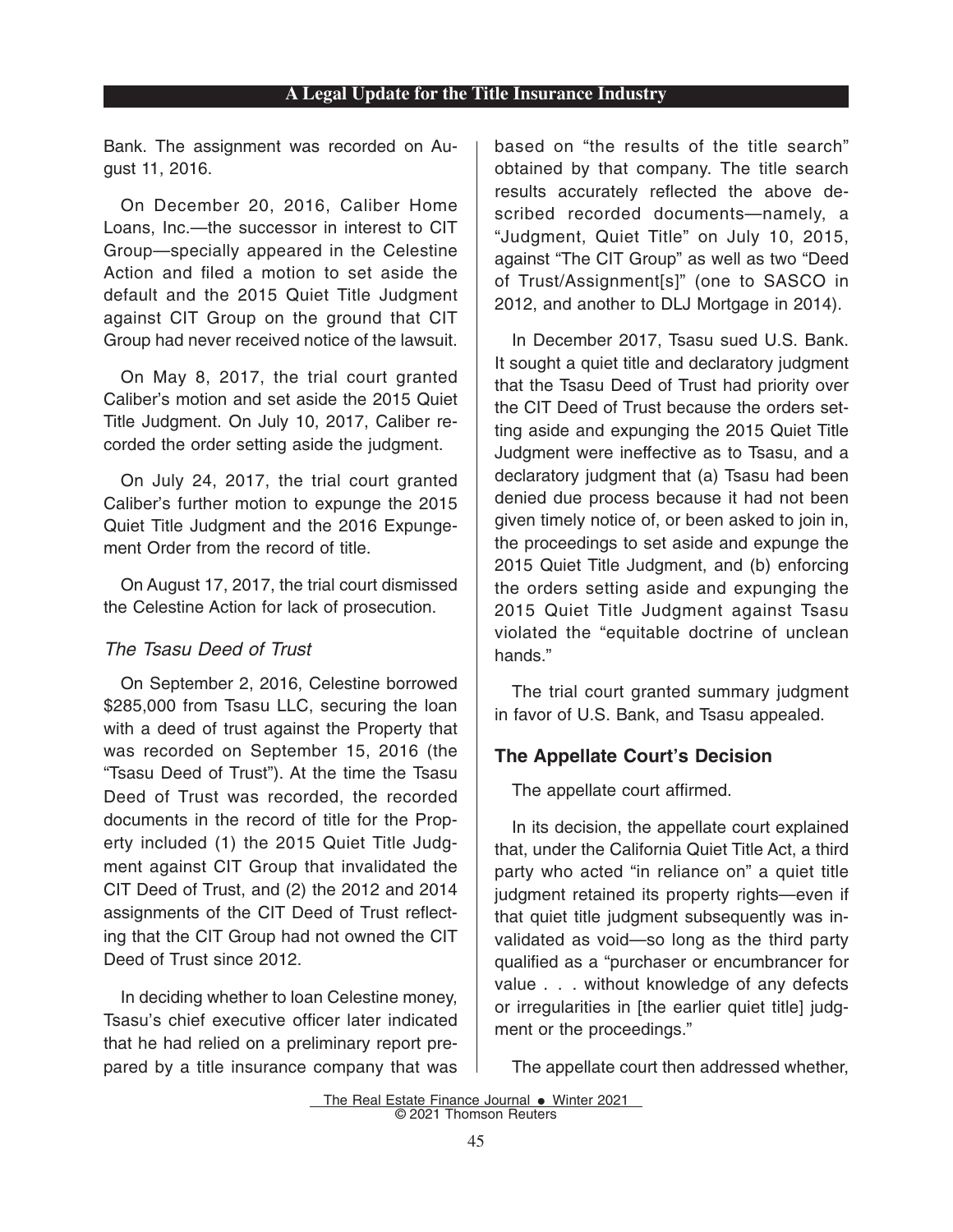Bank. The assignment was recorded on August 11, 2016.

On December 20, 2016, Caliber Home Loans, Inc.—the successor in interest to CIT Group—specially appeared in the Celestine Action and filed a motion to set aside the default and the 2015 Quiet Title Judgment against CIT Group on the ground that CIT Group had never received notice of the lawsuit.

On May 8, 2017, the trial court granted Caliber's motion and set aside the 2015 Quiet Title Judgment. On July 10, 2017, Caliber recorded the order setting aside the judgment.

On July 24, 2017, the trial court granted Caliber's further motion to expunge the 2015 Quiet Title Judgment and the 2016 Expungement Order from the record of title.

On August 17, 2017, the trial court dismissed the Celestine Action for lack of prosecution.

### *The Tsasu Deed of Trust*

On September 2, 2016, Celestine borrowed $285,000 from Tsasu LLC, securing the loan with a deed of trust against the Property that was recorded on September 15, 2016 (the "Tsasu Deed of Trust"). At the time the Tsasu Deed of Trust was recorded, the recorded documents in the record of title for the Property included (1) the 2015 Quiet Title Judgment against CIT Group that invalidated the CIT Deed of Trust, and (2) the 2012 and 2014 assignments of the CIT Deed of Trust reflecting that the CIT Group had not owned the CIT Deed of Trust since 2012.

In deciding whether to loan Celestine money, Tsasu's chief executive officer later indicated that he had relied on a preliminary report prepared by a title insurance company that was based on "the results of the title search" obtained by that company. The title search results accurately reflected the above described recorded documents—namely, a "Judgment, Quiet Title" on July 10, 2015, against "The CIT Group" as well as two "Deed of Trust/Assignment[s]" (one to SASCO in 2012, and another to DLJ Mortgage in 2014).

In December 2017, Tsasu sued U.S. Bank. It sought a quiet title and declaratory judgment that the Tsasu Deed of Trust had priority over the CIT Deed of Trust because the orders setting aside and expunging the 2015 Quiet Title Judgment were ineffective as to Tsasu, and a declaratory judgment that (a) Tsasu had been denied due process because it had not been given timely notice of, or been asked to join in, the proceedings to set aside and expunge the 2015 Quiet Title Judgment, and (b) enforcing the orders setting aside and expunging the 2015 Quiet Title Judgment against Tsasu violated the "equitable doctrine of unclean hands."

The trial court granted summary judgment in favor of U.S. Bank, and Tsasu appealed.

## The Appellate Court's Decision

The appellate court affirmed.

In its decision, the appellate court explained that, under the California Quiet Title Act, a third party who acted "in reliance on" a quiet title judgment retained its property rights—even if that quiet title judgment subsequently was invalidated as void—so long as the third party qualified as a "purchaser or encumbrancer for value . . . without knowledge of any defects or irregularities in [the earlier quiet title] judgment or the proceedings."

The appellate court then addressed whether,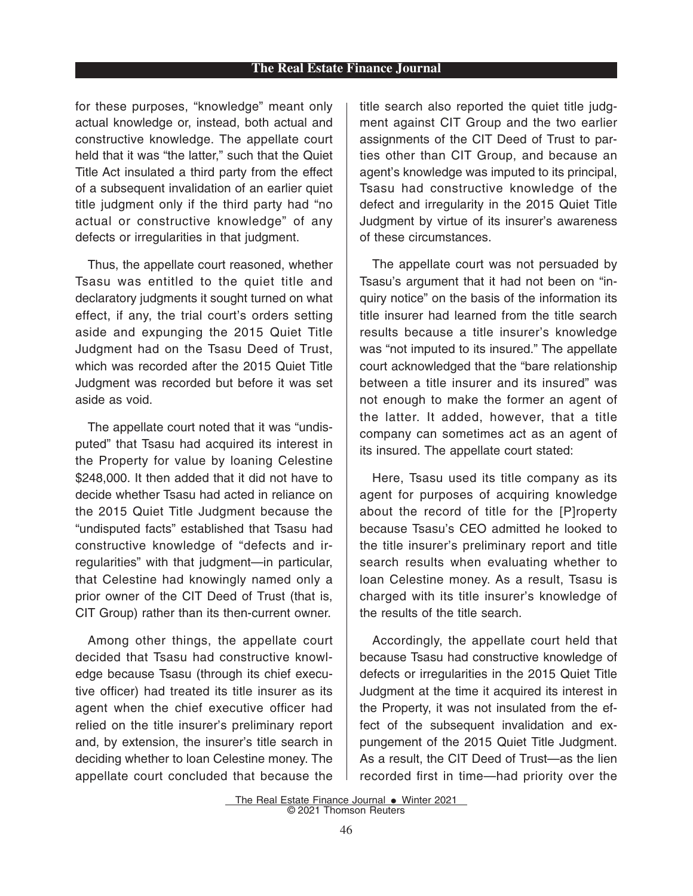for these purposes, "knowledge" meant only actual knowledge or, instead, both actual and constructive knowledge. The appellate court held that it was "the latter," such that the Quiet Title Act insulated a third party from the effect of a subsequent invalidation of an earlier quiet title judgment only if the third party had "no actual or constructive knowledge" of any defects or irregularities in that judgment.

Thus, the appellate court reasoned, whether Tsasu was entitled to the quiet title and declaratory judgments it sought turned on what effect, if any, the trial court's orders setting aside and expunging the 2015 Quiet Title Judgment had on the Tsasu Deed of Trust, which was recorded after the 2015 Quiet Title Judgment was recorded but before it was set aside as void.

The appellate court noted that it was "undisputed" that Tsasu had acquired its interest in the Property for value by loaning Celestine $248,000. It then added that it did not have to decide whether Tsasu had acted in reliance on the 2015 Quiet Title Judgment because the "undisputed facts" established that Tsasu had constructive knowledge of "defects and irregularities" with that judgment—in particular, that Celestine had knowingly named only a prior owner of the CIT Deed of Trust (that is, CIT Group) rather than its then-current owner.

Among other things, the appellate court decided that Tsasu had constructive knowledge because Tsasu (through its chief executive officer) had treated its title insurer as its agent when the chief executive officer had relied on the title insurer's preliminary report and, by extension, the insurer's title search in deciding whether to loan Celestine money. The appellate court concluded that because the title search also reported the quiet title judgment against CIT Group and the two earlier assignments of the CIT Deed of Trust to parties other than CIT Group, and because an agent's knowledge was imputed to its principal, Tsasu had constructive knowledge of the defect and irregularity in the 2015 Quiet Title Judgment by virtue of its insurer's awareness of these circumstances.

The appellate court was not persuaded by Tsasu's argument that it had not been on "inquiry notice" on the basis of the information its title insurer had learned from the title search results because a title insurer's knowledge was "not imputed to its insured." The appellate court acknowledged that the "bare relationship between a title insurer and its insured" was not enough to make the former an agent of the latter. It added, however, that a title company can sometimes act as an agent of its insured. The appellate court stated:

> Here, Tsasu used its title company as its agent for purposes of acquiring knowledge about the record of title for the [P]roperty because Tsasu's CEO admitted he looked to the title insurer's preliminary report and title search results when evaluating whether to loan Celestine money. As a result, Tsasu is charged with its title insurer's knowledge of the results of the title search.

Accordingly, the appellate court held that because Tsasu had constructive knowledge of defects or irregularities in the 2015 Quiet Title Judgment at the time it acquired its interest in the Property, it was not insulated from the effect of the subsequent invalidation and expungement of the 2015 Quiet Title Judgment. As a result, the CIT Deed of Trust—as the lien recorded first in time—had priority over the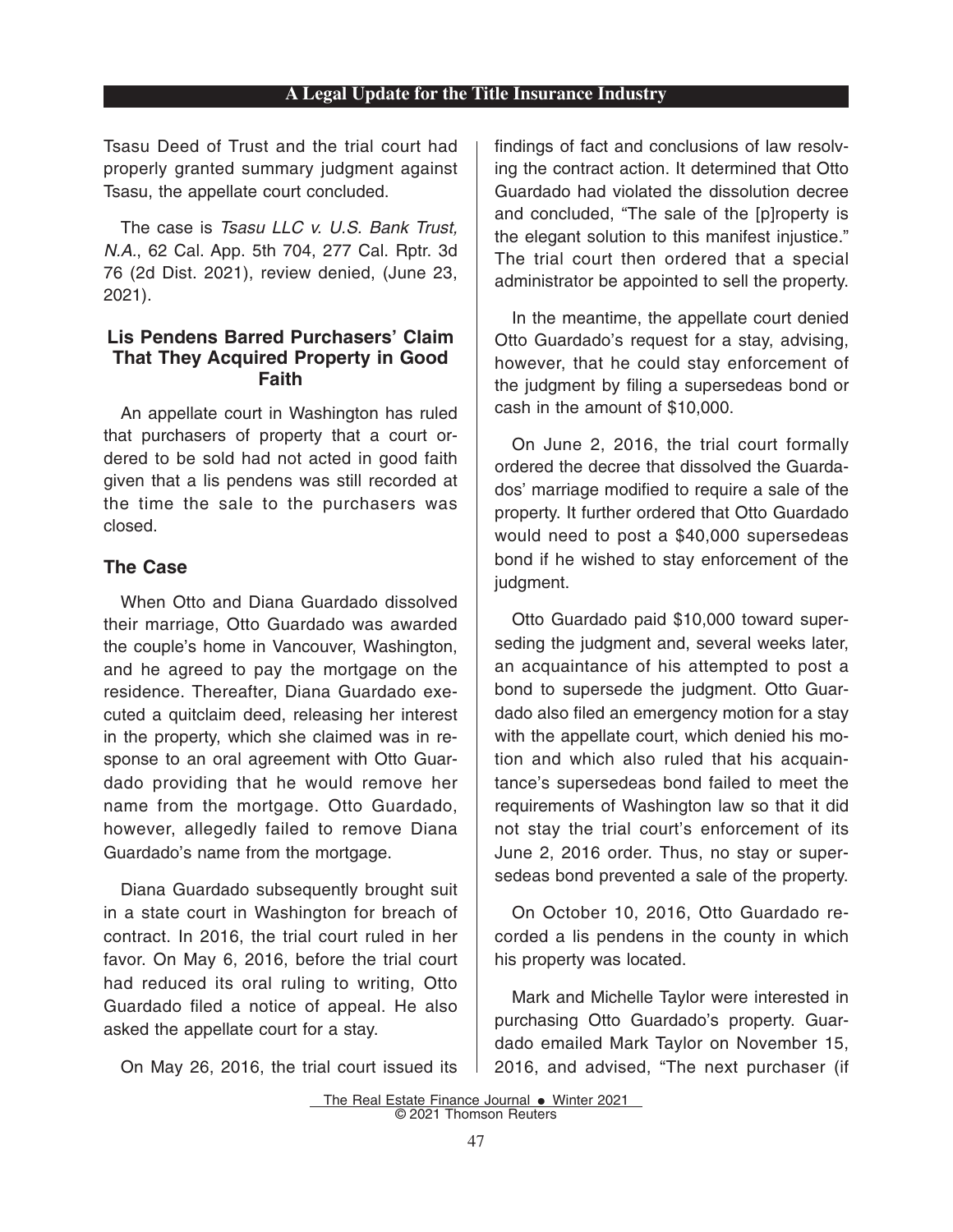Tsasu Deed of Trust and the trial court had properly granted summary judgment against Tsasu, the appellate court concluded.

The case is *Tsasu LLC v. U.S. Bank Trust, N.A.*, 62 Cal. App. 5th 704, 277 Cal. Rptr. 3d 76 (2d Dist. 2021), review denied, (June 23, 2021).

### Lis Pendens Barred Purchasers' Claim That They Acquired Property in Good Faith

An appellate court in Washington has ruled that purchasers of property that a court ordered to be sold had not acted in good faith given that a lis pendens was still recorded at the time the sale to the purchasers was closed.

### The Case

When Otto and Diana Guardado dissolved their marriage, Otto Guardado was awarded the couple's home in Vancouver, Washington, and he agreed to pay the mortgage on the residence. Thereafter, Diana Guardado executed a quitclaim deed, releasing her interest in the property, which she claimed was in response to an oral agreement with Otto Guardado providing that he would remove her name from the mortgage. Otto Guardado, however, allegedly failed to remove Diana Guardado's name from the mortgage.

Diana Guardado subsequently brought suit in a state court in Washington for breach of contract. In 2016, the trial court ruled in her favor. On May 6, 2016, before the trial court had reduced its oral ruling to writing, Otto Guardado filed a notice of appeal. He also asked the appellate court for a stay.

On May 26, 2016, the trial court issued its findings of fact and conclusions of law resolving the contract action. It determined that Otto Guardado had violated the dissolution decree and concluded, "The sale of the [p]roperty is the elegant solution to this manifest injustice." The trial court then ordered that a special administrator be appointed to sell the property.

In the meantime, the appellate court denied Otto Guardado's request for a stay, advising, however, that he could stay enforcement of the judgment by filing a supersedeas bond or cash in the amount of $10,000.

On June 2, 2016, the trial court formally ordered the decree that dissolved the Guardados' marriage modified to require a sale of the property. It further ordered that Otto Guardado would need to post a $40,000 supersedeas bond if he wished to stay enforcement of the judgment.

Otto Guardado paid $10,000 toward superseding the judgment and, several weeks later, an acquaintance of his attempted to post a bond to supersede the judgment. Otto Guardado also filed an emergency motion for a stay with the appellate court, which denied his motion and which also ruled that his acquaintance's supersedeas bond failed to meet the requirements of Washington law so that it did not stay the trial court's enforcement of its June 2, 2016 order. Thus, no stay or supersedeas bond prevented a sale of the property.

On October 10, 2016, Otto Guardado recorded a lis pendens in the county in which his property was located.

Mark and Michelle Taylor were interested in purchasing Otto Guardado's property. Guardado emailed Mark Taylor on November 15, 2016, and advised, "The next purchaser (if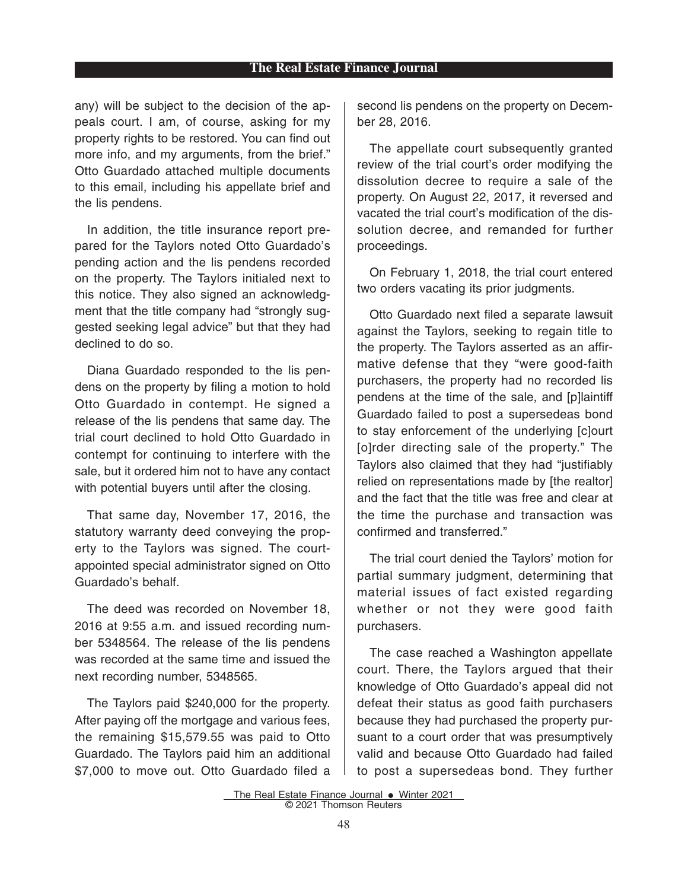any) will be subject to the decision of the appeals court. I am, of course, asking for my property rights to be restored. You can find out more info, and my arguments, from the brief." Otto Guardado attached multiple documents to this email, including his appellate brief and the lis pendens.

In addition, the title insurance report prepared for the Taylors noted Otto Guardado's pending action and the lis pendens recorded on the property. The Taylors initialed next to this notice. They also signed an acknowledgment that the title company had "strongly suggested seeking legal advice" but that they had declined to do so.

Diana Guardado responded to the lis pendens on the property by filing a motion to hold Otto Guardado in contempt. He signed a release of the lis pendens that same day. The trial court declined to hold Otto Guardado in contempt for continuing to interfere with the sale, but it ordered him not to have any contact with potential buyers until after the closing.

That same day, November 17, 2016, the statutory warranty deed conveying the property to the Taylors was signed. The court-appointed special administrator signed on Otto Guardado's behalf.

The deed was recorded on November 18, 2016 at 9:55 a.m. and issued recording number 5348564. The release of the lis pendens was recorded at the same time and issued the next recording number, 5348565.

The Taylors paid $240,000 for the property. After paying off the mortgage and various fees, the remaining $15,579.55 was paid to Otto Guardado. The Taylors paid him an additional $7,000 to move out. Otto Guardado filed a second lis pendens on the property on December 28, 2016.

The appellate court subsequently granted review of the trial court's order modifying the dissolution decree to require a sale of the property. On August 22, 2017, it reversed and vacated the trial court's modification of the dissolution decree, and remanded for further proceedings.

On February 1, 2018, the trial court entered two orders vacating its prior judgments.

Otto Guardado next filed a separate lawsuit against the Taylors, seeking to regain title to the property. The Taylors asserted as an affirmative defense that they "were good-faith purchasers, the property had no recorded lis pendens at the time of the sale, and [p]laintiff Guardado failed to post a supersedeas bond to stay enforcement of the underlying [c]ourt [o]rder directing sale of the property." The Taylors also claimed that they had "justifiably relied on representations made by [the realtor] and the fact that the title was free and clear at the time the purchase and transaction was confirmed and transferred."

The trial court denied the Taylors' motion for partial summary judgment, determining that material issues of fact existed regarding whether or not they were good faith purchasers.

The case reached a Washington appellate court. There, the Taylors argued that their knowledge of Otto Guardado's appeal did not defeat their status as good faith purchasers because they had purchased the property pursuant to a court order that was presumptively valid and because Otto Guardado had failed to post a supersedeas bond. They further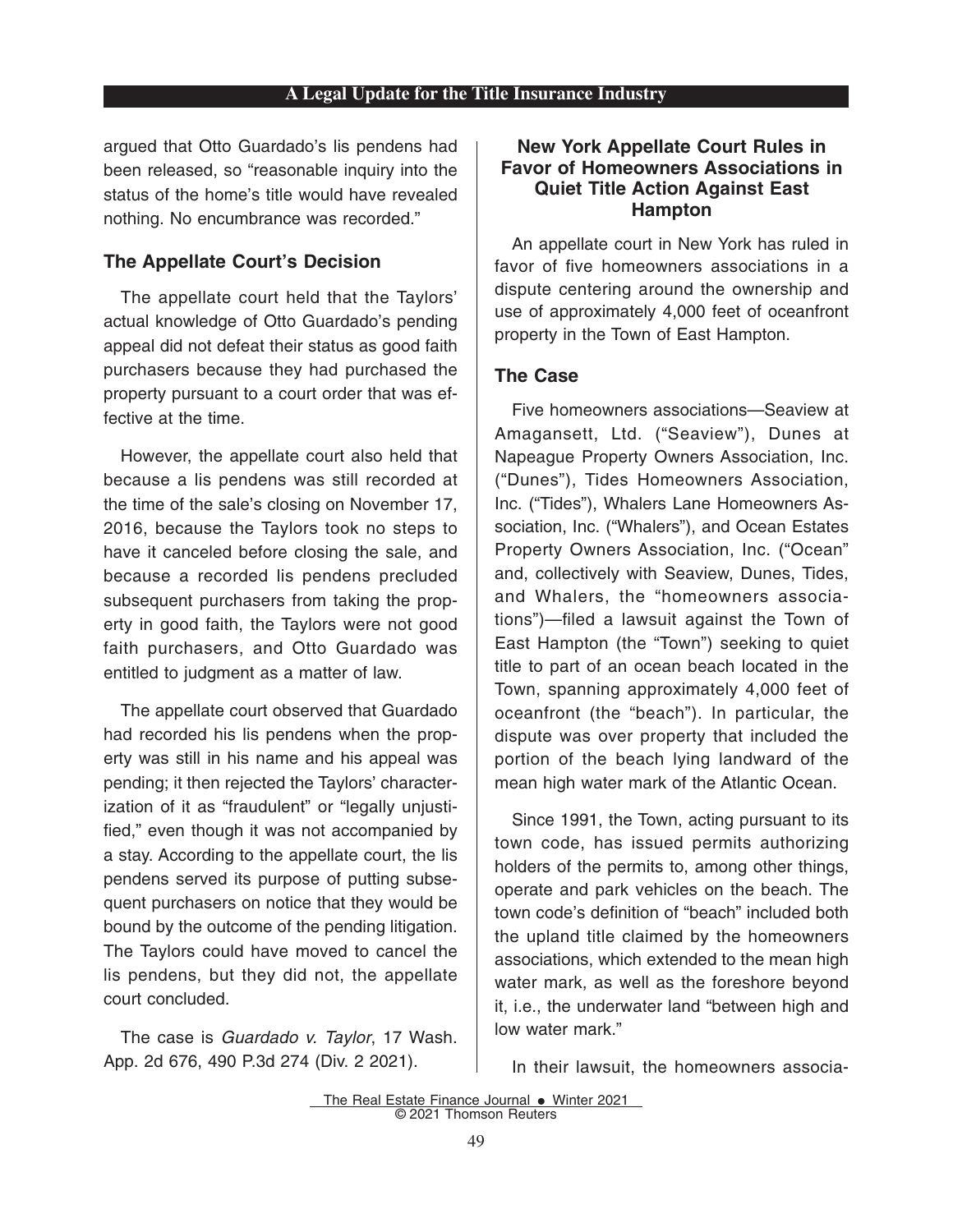argued that Otto Guardado's lis pendens had been released, so "reasonable inquiry into the status of the home's title would have revealed nothing. No encumbrance was recorded."

### The Appellate Court's Decision

The appellate court held that the Taylors' actual knowledge of Otto Guardado's pending appeal did not defeat their status as good faith purchasers because they had purchased the property pursuant to a court order that was effective at the time.

However, the appellate court also held that because a lis pendens was still recorded at the time of the sale's closing on November 17, 2016, because the Taylors took no steps to have it canceled before closing the sale, and because a recorded lis pendens precluded subsequent purchasers from taking the property in good faith, the Taylors were not good faith purchasers, and Otto Guardado was entitled to judgment as a matter of law.

The appellate court observed that Guardado had recorded his lis pendens when the property was still in his name and his appeal was pending; it then rejected the Taylors' characterization of it as "fraudulent" or "legally unjustified," even though it was not accompanied by a stay. According to the appellate court, the lis pendens served its purpose of putting subsequent purchasers on notice that they would be bound by the outcome of the pending litigation. The Taylors could have moved to cancel the lis pendens, but they did not, the appellate court concluded.

The case is *Guardado v. Taylor*, 17 Wash. App. 2d 676, 490 P.3d 274 (Div. 2 2021).

## New York Appellate Court Rules in Favor of Homeowners Associations in Quiet Title Action Against East Hampton

An appellate court in New York has ruled in favor of five homeowners associations in a dispute centering around the ownership and use of approximately 4,000 feet of oceanfront property in the Town of East Hampton.

### The Case

Five homeowners associations—Seaview at Amagansett, Ltd. ("Seaview"), Dunes at Napeague Property Owners Association, Inc. ("Dunes"), Tides Homeowners Association, Inc. ("Tides"), Whalers Lane Homeowners Association, Inc. ("Whalers"), and Ocean Estates Property Owners Association, Inc. ("Ocean" and, collectively with Seaview, Dunes, Tides, and Whalers, the "homeowners associations")—filed a lawsuit against the Town of East Hampton (the "Town") seeking to quiet title to part of an ocean beach located in the Town, spanning approximately 4,000 feet of oceanfront (the "beach"). In particular, the dispute was over property that included the portion of the beach lying landward of the mean high water mark of the Atlantic Ocean.

Since 1991, the Town, acting pursuant to its town code, has issued permits authorizing holders of the permits to, among other things, operate and park vehicles on the beach. The town code's definition of "beach" included both the upland title claimed by the homeowners associations, which extended to the mean high water mark, as well as the foreshore beyond it, i.e., the underwater land "between high and low water mark."

In their lawsuit, the homeowners associa-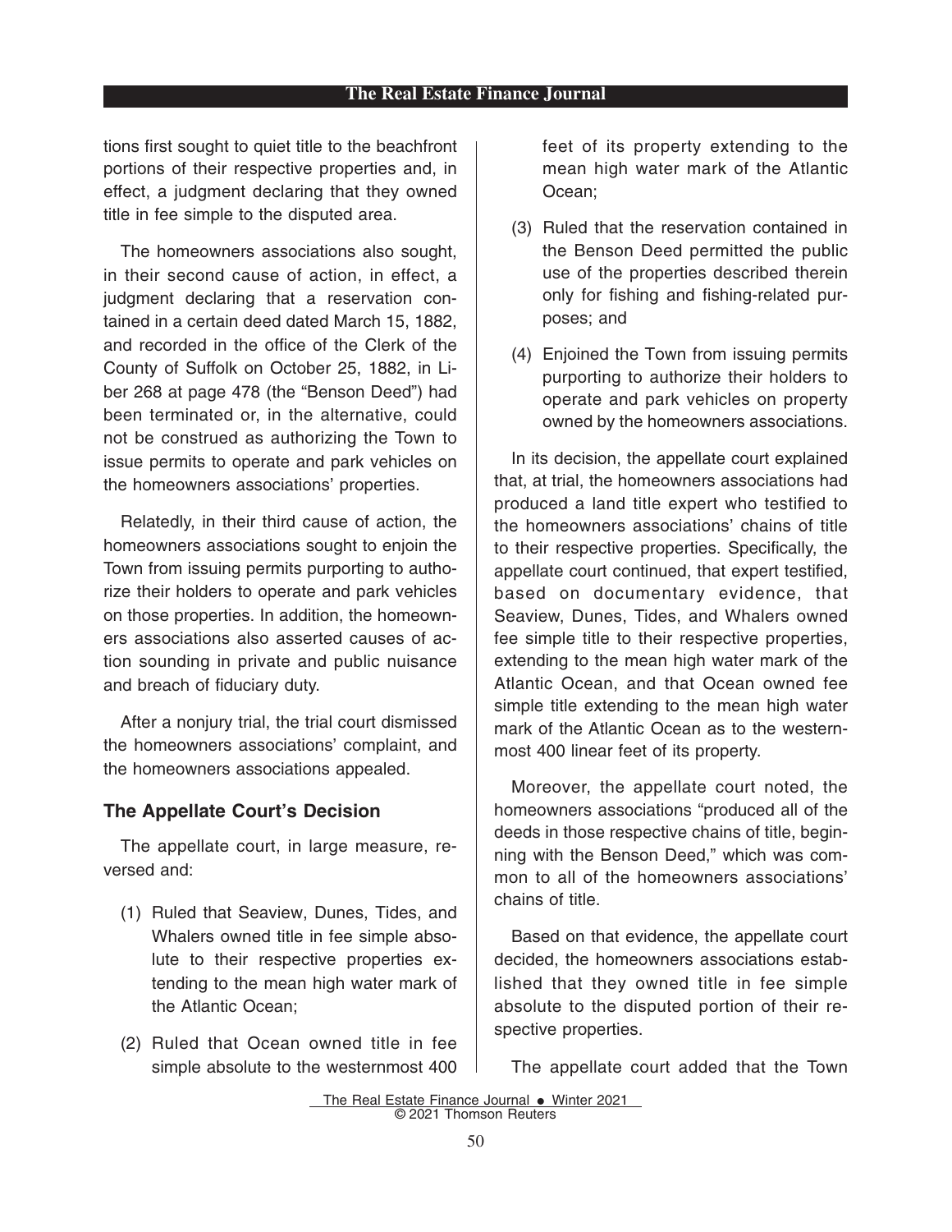tions first sought to quiet title to the beachfront portions of their respective properties and, in effect, a judgment declaring that they owned title in fee simple to the disputed area.

The homeowners associations also sought, in their second cause of action, in effect, a judgment declaring that a reservation contained in a certain deed dated March 15, 1882, and recorded in the office of the Clerk of the County of Suffolk on October 25, 1882, in Liber 268 at page 478 (the "Benson Deed") had been terminated or, in the alternative, could not be construed as authorizing the Town to issue permits to operate and park vehicles on the homeowners associations' properties.

Relatedly, in their third cause of action, the homeowners associations sought to enjoin the Town from issuing permits purporting to authorize their holders to operate and park vehicles on those properties. In addition, the homeowners associations also asserted causes of action sounding in private and public nuisance and breach of fiduciary duty.

After a nonjury trial, the trial court dismissed the homeowners associations' complaint, and the homeowners associations appealed.

### The Appellate Court's Decision

The appellate court, in large measure, reversed and:

(1) Ruled that Seaview, Dunes, Tides, and Whalers owned title in fee simple absolute to their respective properties extending to the mean high water mark of the Atlantic Ocean;

(2) Ruled that Ocean owned title in fee simple absolute to the westernmost 400 feet of its property extending to the mean high water mark of the Atlantic Ocean;

(3) Ruled that the reservation contained in the Benson Deed permitted the public use of the properties described therein only for fishing and fishing-related purposes; and

(4) Enjoined the Town from issuing permits purporting to authorize their holders to operate and park vehicles on property owned by the homeowners associations.

In its decision, the appellate court explained that, at trial, the homeowners associations had produced a land title expert who testified to the homeowners associations' chains of title to their respective properties. Specifically, the appellate court continued, that expert testified, based on documentary evidence, that Seaview, Dunes, Tides, and Whalers owned fee simple title to their respective properties, extending to the mean high water mark of the Atlantic Ocean, and that Ocean owned fee simple title extending to the mean high water mark of the Atlantic Ocean as to the westernmost 400 linear feet of its property.

Moreover, the appellate court noted, the homeowners associations "produced all of the deeds in those respective chains of title, beginning with the Benson Deed," which was common to all of the homeowners associations' chains of title.

Based on that evidence, the appellate court decided, the homeowners associations established that they owned title in fee simple absolute to the disputed portion of their respective properties.

The appellate court added that the Town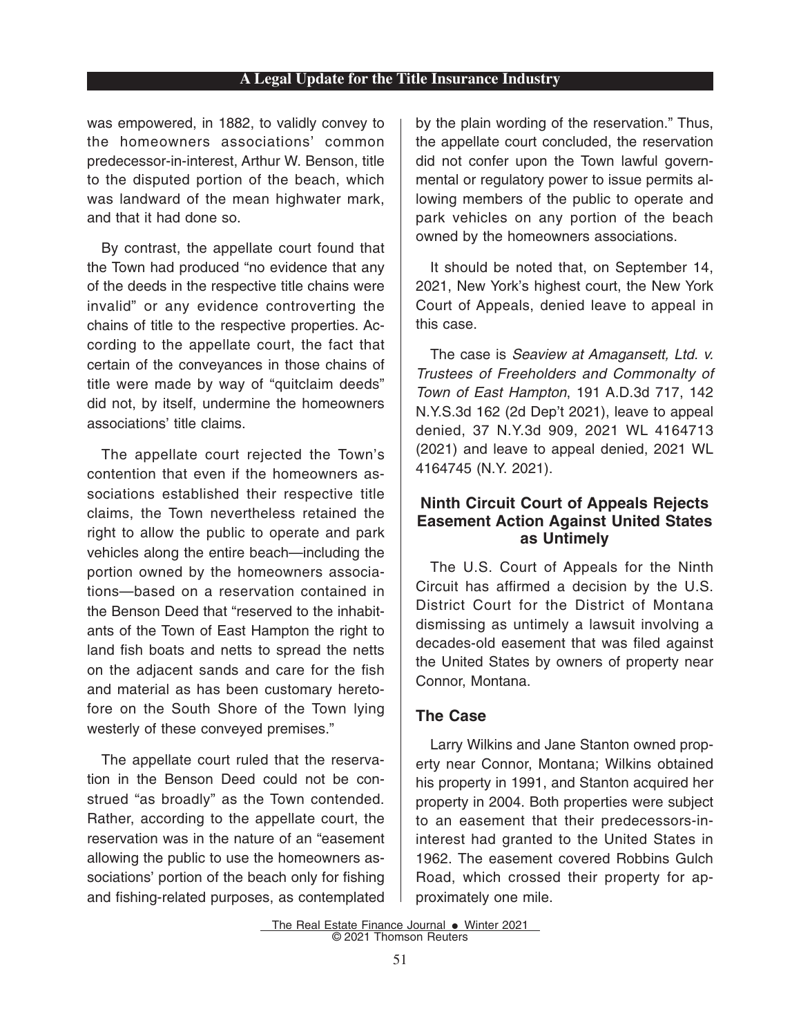was empowered, in 1882, to validly convey to the homeowners associations' common predecessor-in-interest, Arthur W. Benson, title to the disputed portion of the beach, which was landward of the mean highwater mark, and that it had done so.

By contrast, the appellate court found that the Town had produced "no evidence that any of the deeds in the respective title chains were invalid" or any evidence controverting the chains of title to the respective properties. According to the appellate court, the fact that certain of the conveyances in those chains of title were made by way of "quitclaim deeds" did not, by itself, undermine the homeowners associations' title claims.

The appellate court rejected the Town's contention that even if the homeowners associations established their respective title claims, the Town nevertheless retained the right to allow the public to operate and park vehicles along the entire beach—including the portion owned by the homeowners associations—based on a reservation contained in the Benson Deed that "reserved to the inhabitants of the Town of East Hampton the right to land fish boats and netts to spread the netts on the adjacent sands and care for the fish and material as has been customary heretofore on the South Shore of the Town lying westerly of these conveyed premises."

The appellate court ruled that the reservation in the Benson Deed could not be construed "as broadly" as the Town contended. Rather, according to the appellate court, the reservation was in the nature of an "easement allowing the public to use the homeowners associations' portion of the beach only for fishing and fishing-related purposes, as contemplated by the plain wording of the reservation." Thus, the appellate court concluded, the reservation did not confer upon the Town lawful governmental or regulatory power to issue permits allowing members of the public to operate and park vehicles on any portion of the beach owned by the homeowners associations.

It should be noted that, on September 14, 2021, New York's highest court, the New York Court of Appeals, denied leave to appeal in this case.

The case is *Seaview at Amagansett, Ltd. v. Trustees of Freeholders and Commonalty of Town of East Hampton*, 191 A.D.3d 717, 142 N.Y.S.3d 162 (2d Dep't 2021), leave to appeal denied, 37 N.Y.3d 909, 2021 WL 4164713 (2021) and leave to appeal denied, 2021 WL 4164745 (N.Y. 2021).

## Ninth Circuit Court of Appeals Rejects Easement Action Against United States as Untimely

The U.S. Court of Appeals for the Ninth Circuit has affirmed a decision by the U.S. District Court for the District of Montana dismissing as untimely a lawsuit involving a decades-old easement that was filed against the United States by owners of property near Connor, Montana.

### The Case

Larry Wilkins and Jane Stanton owned property near Connor, Montana; Wilkins obtained his property in 1991, and Stanton acquired her property in 2004. Both properties were subject to an easement that their predecessors-in-interest had granted to the United States in 1962. The easement covered Robbins Gulch Road, which crossed their property for approximately one mile.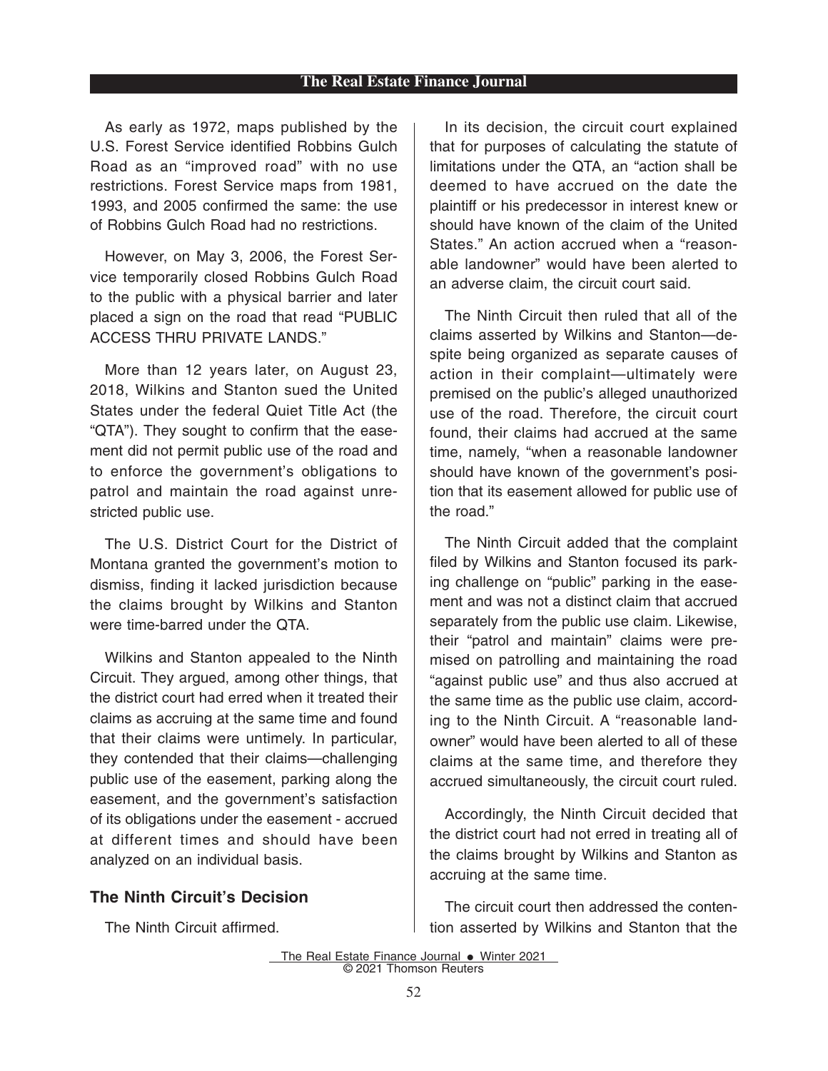As early as 1972, maps published by the U.S. Forest Service identified Robbins Gulch Road as an "improved road" with no use restrictions. Forest Service maps from 1981, 1993, and 2005 confirmed the same: the use of Robbins Gulch Road had no restrictions.

However, on May 3, 2006, the Forest Service temporarily closed Robbins Gulch Road to the public with a physical barrier and later placed a sign on the road that read "PUBLIC ACCESS THRU PRIVATE LANDS."

More than 12 years later, on August 23, 2018, Wilkins and Stanton sued the United States under the federal Quiet Title Act (the "QTA"). They sought to confirm that the easement did not permit public use of the road and to enforce the government's obligations to patrol and maintain the road against unrestricted public use.

The U.S. District Court for the District of Montana granted the government's motion to dismiss, finding it lacked jurisdiction because the claims brought by Wilkins and Stanton were time-barred under the QTA.

Wilkins and Stanton appealed to the Ninth Circuit. They argued, among other things, that the district court had erred when it treated their claims as accruing at the same time and found that their claims were untimely. In particular, they contended that their claims—challenging public use of the easement, parking along the easement, and the government's satisfaction of its obligations under the easement - accrued at different times and should have been analyzed on an individual basis.

## The Ninth Circuit's Decision

The Ninth Circuit affirmed.

In its decision, the circuit court explained that for purposes of calculating the statute of limitations under the QTA, an "action shall be deemed to have accrued on the date the plaintiff or his predecessor in interest knew or should have known of the claim of the United States." An action accrued when a "reasonable landowner" would have been alerted to an adverse claim, the circuit court said.

The Ninth Circuit then ruled that all of the claims asserted by Wilkins and Stanton—despite being organized as separate causes of action in their complaint—ultimately were premised on the public's alleged unauthorized use of the road. Therefore, the circuit court found, their claims had accrued at the same time, namely, "when a reasonable landowner should have known of the government's position that its easement allowed for public use of the road."

The Ninth Circuit added that the complaint filed by Wilkins and Stanton focused its parking challenge on "public" parking in the easement and was not a distinct claim that accrued separately from the public use claim. Likewise, their "patrol and maintain" claims were premised on patrolling and maintaining the road "against public use" and thus also accrued at the same time as the public use claim, according to the Ninth Circuit. A "reasonable landowner" would have been alerted to all of these claims at the same time, and therefore they accrued simultaneously, the circuit court ruled.

Accordingly, the Ninth Circuit decided that the district court had not erred in treating all of the claims brought by Wilkins and Stanton as accruing at the same time.

The circuit court then addressed the contention asserted by Wilkins and Stanton that the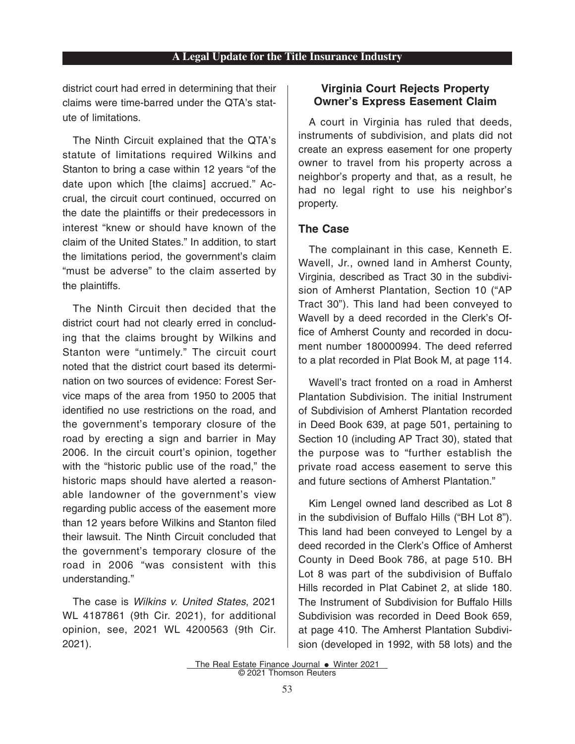district court had erred in determining that their claims were time-barred under the QTA's statute of limitations.

The Ninth Circuit explained that the QTA's statute of limitations required Wilkins and Stanton to bring a case within 12 years "of the date upon which [the claims] accrued." Accrual, the circuit court continued, occurred on the date the plaintiffs or their predecessors in interest "knew or should have known of the claim of the United States." In addition, to start the limitations period, the government's claim "must be adverse" to the claim asserted by the plaintiffs.

The Ninth Circuit then decided that the district court had not clearly erred in concluding that the claims brought by Wilkins and Stanton were "untimely." The circuit court noted that the district court based its determination on two sources of evidence: Forest Service maps of the area from 1950 to 2005 that identified no use restrictions on the road, and the government's temporary closure of the road by erecting a sign and barrier in May 2006. In the circuit court's opinion, together with the "historic public use of the road," the historic maps should have alerted a reasonable landowner of the government's view regarding public access of the easement more than 12 years before Wilkins and Stanton filed their lawsuit. The Ninth Circuit concluded that the government's temporary closure of the road in 2006 "was consistent with this understanding."

The case is *Wilkins v. United States*, 2021 WL 4187861 (9th Cir. 2021), for additional opinion, see, 2021 WL 4200563 (9th Cir. 2021).

## Virginia Court Rejects Property Owner's Express Easement Claim

A court in Virginia has ruled that deeds, instruments of subdivision, and plats did not create an express easement for one property owner to travel from his property across a neighbor's property and that, as a result, he had no legal right to use his neighbor's property.

### The Case

The complainant in this case, Kenneth E. Wavell, Jr., owned land in Amherst County, Virginia, described as Tract 30 in the subdivision of Amherst Plantation, Section 10 ("AP Tract 30"). This land had been conveyed to Wavell by a deed recorded in the Clerk's Office of Amherst County and recorded in document number 180000994. The deed referred to a plat recorded in Plat Book M, at page 114.

Wavell's tract fronted on a road in Amherst Plantation Subdivision. The initial Instrument of Subdivision of Amherst Plantation recorded in Deed Book 639, at page 501, pertaining to Section 10 (including AP Tract 30), stated that the purpose was to "further establish the private road access easement to serve this and future sections of Amherst Plantation."

Kim Lengel owned land described as Lot 8 in the subdivision of Buffalo Hills ("BH Lot 8"). This land had been conveyed to Lengel by a deed recorded in the Clerk's Office of Amherst County in Deed Book 786, at page 510. BH Lot 8 was part of the subdivision of Buffalo Hills recorded in Plat Cabinet 2, at slide 180. The Instrument of Subdivision for Buffalo Hills Subdivision was recorded in Deed Book 659, at page 410. The Amherst Plantation Subdivision (developed in 1992, with 58 lots) and the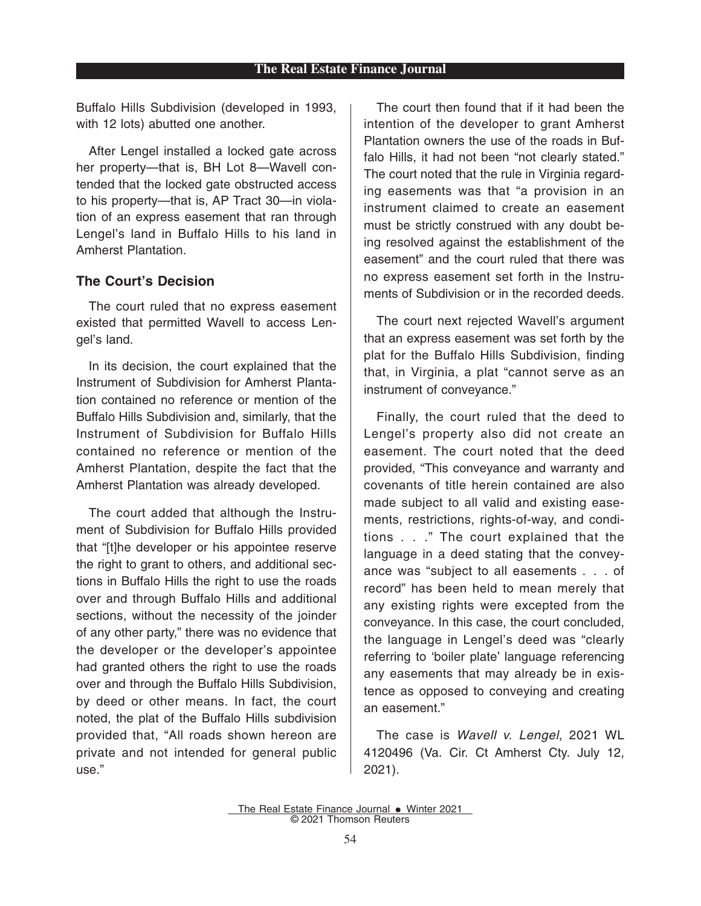Buffalo Hills Subdivision (developed in 1993, with 12 lots) abutted one another.

After Lengel installed a locked gate across her property—that is, BH Lot 8—Wavell contended that the locked gate obstructed access to his property—that is, AP Tract 30—in violation of an express easement that ran through Lengel's land in Buffalo Hills to his land in Amherst Plantation.

### The Court's Decision

The court ruled that no express easement existed that permitted Wavell to access Lengel's land.

In its decision, the court explained that the Instrument of Subdivision for Amherst Plantation contained no reference or mention of the Buffalo Hills Subdivision and, similarly, that the Instrument of Subdivision for Buffalo Hills contained no reference or mention of the Amherst Plantation, despite the fact that the Amherst Plantation was already developed.

The court added that although the Instrument of Subdivision for Buffalo Hills provided that "[t]he developer or his appointee reserve the right to grant to others, and additional sections in Buffalo Hills the right to use the roads over and through Buffalo Hills and additional sections, without the necessity of the joinder of any other party," there was no evidence that the developer or the developer's appointee had granted others the right to use the roads over and through the Buffalo Hills Subdivision, by deed or other means. In fact, the court noted, the plat of the Buffalo Hills subdivision provided that, "All roads shown hereon are private and not intended for general public use."

The court then found that if it had been the intention of the developer to grant Amherst Plantation owners the use of the roads in Buffalo Hills, it had not been "not clearly stated." The court noted that the rule in Virginia regarding easements was that "a provision in an instrument claimed to create an easement must be strictly construed with any doubt being resolved against the establishment of the easement" and the court ruled that there was no express easement set forth in the Instruments of Subdivision or in the recorded deeds.

The court next rejected Wavell's argument that an express easement was set forth by the plat for the Buffalo Hills Subdivision, finding that, in Virginia, a plat "cannot serve as an instrument of conveyance."

Finally, the court ruled that the deed to Lengel's property also did not create an easement. The court noted that the deed provided, "This conveyance and warranty and covenants of title herein contained are also made subject to all valid and existing easements, restrictions, rights-of-way, and conditions . . ." The court explained that the language in a deed stating that the conveyance was "subject to all easements . . . of record" has been held to mean merely that any existing rights were excepted from the conveyance. In this case, the court concluded, the language in Lengel's deed was "clearly referring to 'boiler plate' language referencing any easements that may already be in existence as opposed to conveying and creating an easement."

The case is *Wavell v. Lengel*, 2021 WL 4120496 (Va. Cir. Ct Amherst Cty. July 12, 2021).